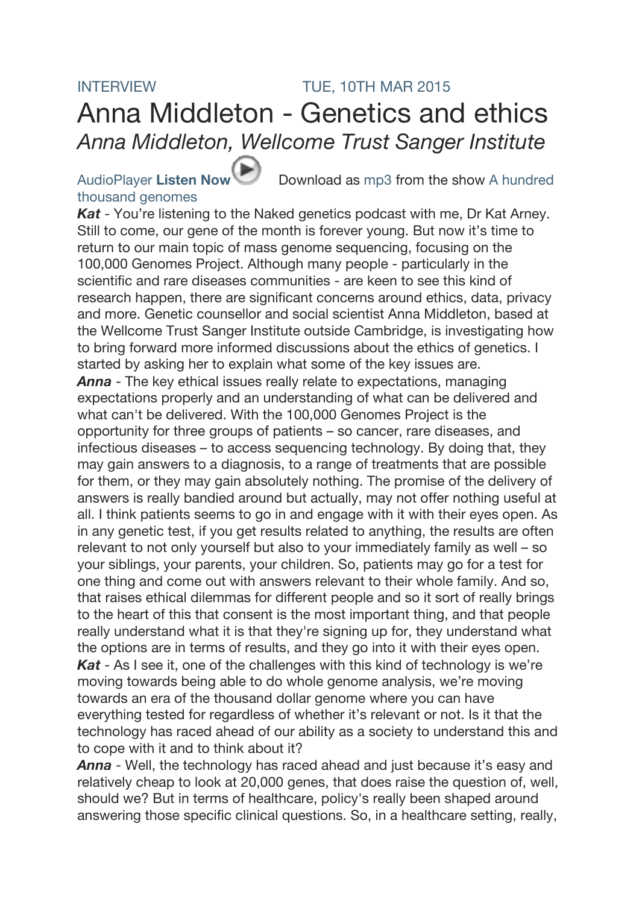INTERVIEW TUE, 10TH MAR 2015

# Anna Middleton - Genetics and ethics

*Anna Middleton, Wellcome Trust Sanger Institute*

AudioPlayer **Listen Now** Download as mp3 from the show A hundred thousand genomes

***Kat*** - You're listening to the Naked genetics podcast with me, Dr Kat Arney. Still to come, our gene of the month is forever young. But now it's time to return to our main topic of mass genome sequencing, focusing on the 100,000 Genomes Project. Although many people - particularly in the scientific and rare diseases communities - are keen to see this kind of research happen, there are significant concerns around ethics, data, privacy and more. Genetic counsellor and social scientist Anna Middleton, based at the Wellcome Trust Sanger Institute outside Cambridge, is investigating how to bring forward more informed discussions about the ethics of genetics. I started by asking her to explain what some of the key issues are.

***Anna*** - The key ethical issues really relate to expectations, managing expectations properly and an understanding of what can be delivered and what can't be delivered. With the 100,000 Genomes Project is the opportunity for three groups of patients – so cancer, rare diseases, and infectious diseases – to access sequencing technology. By doing that, they may gain answers to a diagnosis, to a range of treatments that are possible for them, or they may gain absolutely nothing. The promise of the delivery of answers is really bandied around but actually, may not offer nothing useful at all. I think patients seems to go in and engage with it with their eyes open. As in any genetic test, if you get results related to anything, the results are often relevant to not only yourself but also to your immediately family as well – so your siblings, your parents, your children. So, patients may go for a test for one thing and come out with answers relevant to their whole family. And so, that raises ethical dilemmas for different people and so it sort of really brings to the heart of this that consent is the most important thing, and that people really understand what it is that they're signing up for, they understand what the options are in terms of results, and they go into it with their eyes open.

***Kat*** - As I see it, one of the challenges with this kind of technology is we're moving towards being able to do whole genome analysis, we're moving towards an era of the thousand dollar genome where you can have everything tested for regardless of whether it's relevant or not. Is it that the technology has raced ahead of our ability as a society to understand this and to cope with it and to think about it?

***Anna*** - Well, the technology has raced ahead and just because it's easy and relatively cheap to look at 20,000 genes, that does raise the question of, well, should we? But in terms of healthcare, policy's really been shaped around answering those specific clinical questions. So, in a healthcare setting, really,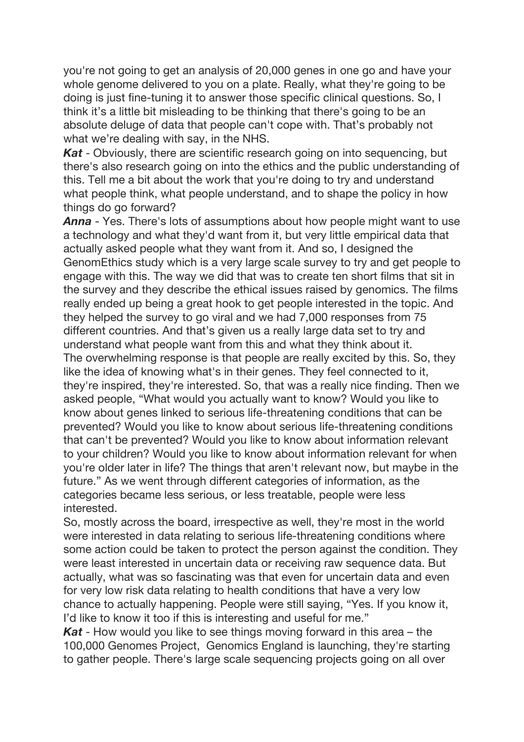you're not going to get an analysis of 20,000 genes in one go and have your whole genome delivered to you on a plate. Really, what they're going to be doing is just fine-tuning it to answer those specific clinical questions. So, I think it's a little bit misleading to be thinking that there's going to be an absolute deluge of data that people can't cope with. That's probably not what we're dealing with say, in the NHS.

***Kat*** - Obviously, there are scientific research going on into sequencing, but there's also research going on into the ethics and the public understanding of this. Tell me a bit about the work that you're doing to try and understand what people think, what people understand, and to shape the policy in how things do go forward?

***Anna*** - Yes. There's lots of assumptions about how people might want to use a technology and what they'd want from it, but very little empirical data that actually asked people what they want from it. And so, I designed the GenomEthics study which is a very large scale survey to try and get people to engage with this. The way we did that was to create ten short films that sit in the survey and they describe the ethical issues raised by genomics. The films really ended up being a great hook to get people interested in the topic. And they helped the survey to go viral and we had 7,000 responses from 75 different countries. And that's given us a really large data set to try and understand what people want from this and what they think about it.

The overwhelming response is that people are really excited by this. So, they like the idea of knowing what's in their genes. They feel connected to it, they're inspired, they're interested. So, that was a really nice finding. Then we asked people, "What would you actually want to know? Would you like to know about genes linked to serious life-threatening conditions that can be prevented? Would you like to know about serious life-threatening conditions that can't be prevented? Would you like to know about information relevant to your children? Would you like to know about information relevant for when you're older later in life? The things that aren't relevant now, but maybe in the future." As we went through different categories of information, as the categories became less serious, or less treatable, people were less interested.

So, mostly across the board, irrespective as well, they're most in the world were interested in data relating to serious life-threatening conditions where some action could be taken to protect the person against the condition. They were least interested in uncertain data or receiving raw sequence data. But actually, what was so fascinating was that even for uncertain data and even for very low risk data relating to health conditions that have a very low chance to actually happening. People were still saying, "Yes. If you know it, I'd like to know it too if this is interesting and useful for me."

***Kat*** - How would you like to see things moving forward in this area – the 100,000 Genomes Project, Genomics England is launching, they're starting to gather people. There's large scale sequencing projects going on all over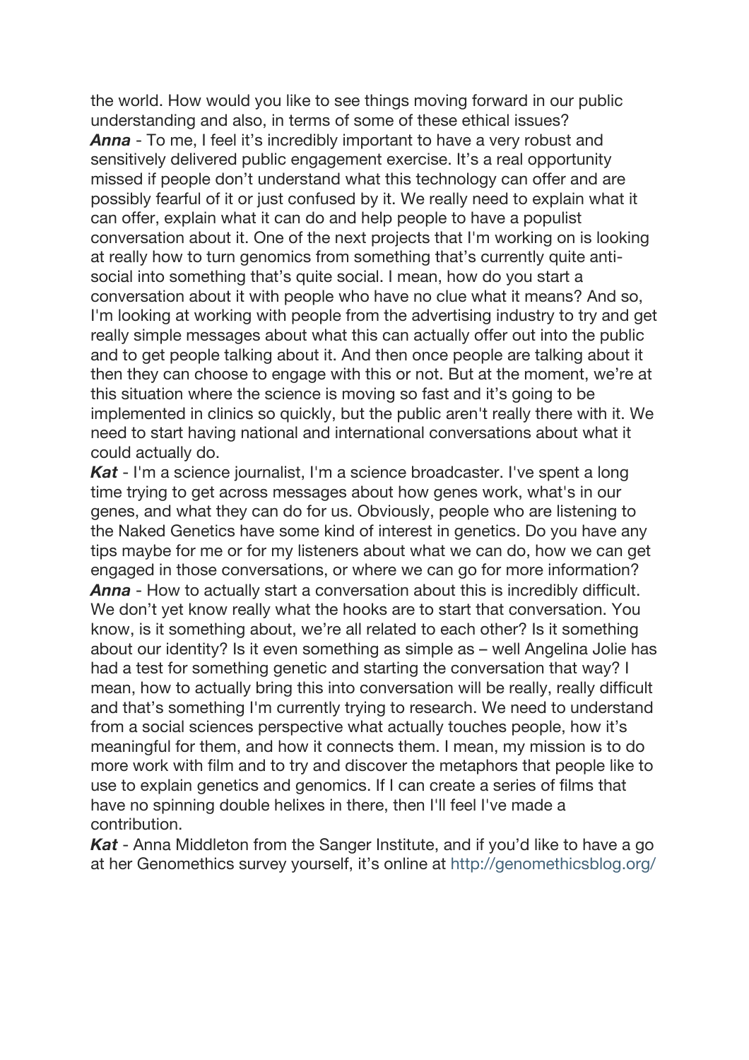the world. How would you like to see things moving forward in our public understanding and also, in terms of some of these ethical issues?

***Anna*** - To me, I feel it's incredibly important to have a very robust and sensitively delivered public engagement exercise. It's a real opportunity missed if people don't understand what this technology can offer and are possibly fearful of it or just confused by it. We really need to explain what it can offer, explain what it can do and help people to have a populist conversation about it. One of the next projects that I'm working on is looking at really how to turn genomics from something that's currently quite anti-social into something that's quite social. I mean, how do you start a conversation about it with people who have no clue what it means? And so, I'm looking at working with people from the advertising industry to try and get really simple messages about what this can actually offer out into the public and to get people talking about it. And then once people are talking about it then they can choose to engage with this or not. But at the moment, we're at this situation where the science is moving so fast and it's going to be implemented in clinics so quickly, but the public aren't really there with it. We need to start having national and international conversations about what it could actually do.

***Kat*** - I'm a science journalist, I'm a science broadcaster. I've spent a long time trying to get across messages about how genes work, what's in our genes, and what they can do for us. Obviously, people who are listening to the Naked Genetics have some kind of interest in genetics. Do you have any tips maybe for me or for my listeners about what we can do, how we can get engaged in those conversations, or where we can go for more information?

***Anna*** - How to actually start a conversation about this is incredibly difficult. We don't yet know really what the hooks are to start that conversation. You know, is it something about, we're all related to each other? Is it something about our identity? Is it even something as simple as – well Angelina Jolie has had a test for something genetic and starting the conversation that way? I mean, how to actually bring this into conversation will be really, really difficult and that's something I'm currently trying to research. We need to understand from a social sciences perspective what actually touches people, how it's meaningful for them, and how it connects them. I mean, my mission is to do more work with film and to try and discover the metaphors that people like to use to explain genetics and genomics. If I can create a series of films that have no spinning double helixes in there, then I'll feel I've made a contribution.

***Kat*** - Anna Middleton from the Sanger Institute, and if you'd like to have a go at her Genomethics survey yourself, it's online at http://genomethicsblog.org/